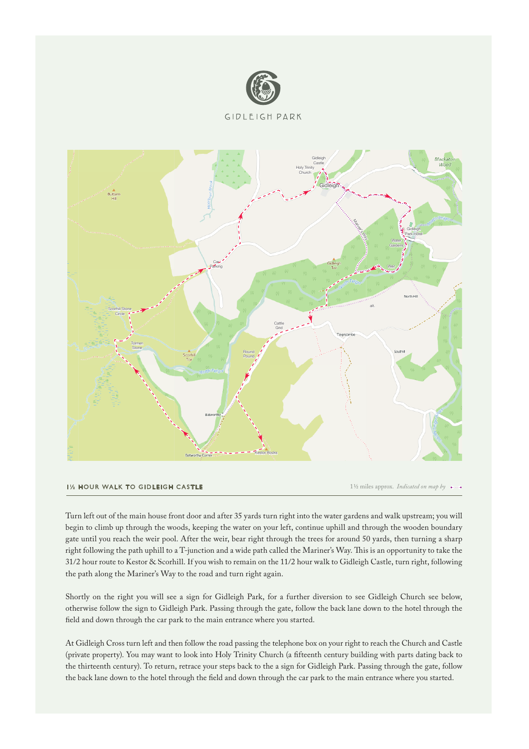GIDLEIGH PARK

Gidleigh Castle
Holy Trinity Church
Gidleigh
Blackaton Wood
Buttern Hill
Gidleigh Park Hotel
Water Gardens
Mariner's Way
Gidleigh Tor
Weir
North Teign
Car Parking
Scorhill Stone Circle
Tolmen Stone
Scorhill Tor
North Hill
Cattle Grid
Teigncombe
Round Pound
Southill
Batworthy
Batworthy Corner
Kestor Rocks

## 1½ HOUR WALK TO GIDLEIGH CASTLE

1½ miles approx. *Indicated on map by*

Turn left out of the main house front door and after 35 yards turn right into the water gardens and walk upstream; you will begin to climb up through the woods, keeping the water on your left, continue uphill and through the wooden boundary gate until you reach the weir pool. After the weir, bear right through the trees for around 50 yards, then turning a sharp right following the path uphill to a T-junction and a wide path called the Mariner's Way. This is an opportunity to take the 31/2 hour route to Kestor & Scorhill. If you wish to remain on the 11/2 hour walk to Gidleigh Castle, turn right, following the path along the Mariner's Way to the road and turn right again.

Shortly on the right you will see a sign for Gidleigh Park, for a further diversion to see Gidleigh Church see below, otherwise follow the sign to Gidleigh Park. Passing through the gate, follow the back lane down to the hotel through the field and down through the car park to the main entrance where you started.

At Gidleigh Cross turn left and then follow the road passing the telephone box on your right to reach the Church and Castle (private property). You may want to look into Holy Trinity Church (a fifteenth century building with parts dating back to the thirteenth century). To return, retrace your steps back to the a sign for Gidleigh Park. Passing through the gate, follow the back lane down to the hotel through the field and down through the car park to the main entrance where you started.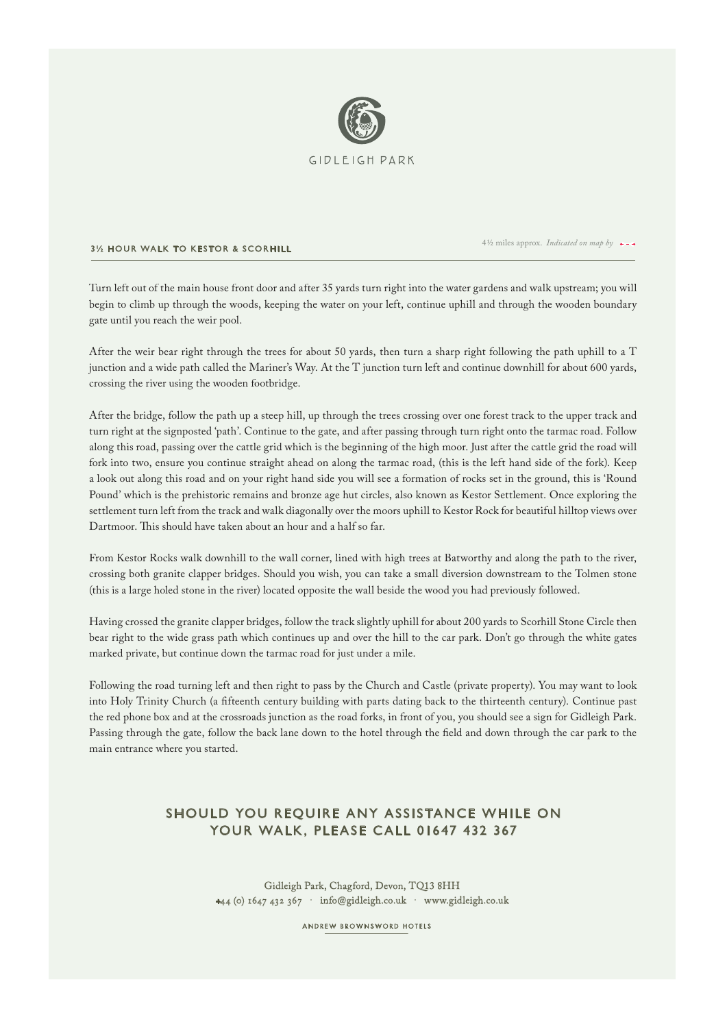GIDLEIGH PARK

## 3½ HOUR WALK TO KESTOR & SCORHILL

4½ miles approx. *Indicated on map by*

Turn left out of the main house front door and after 35 yards turn right into the water gardens and walk upstream; you will begin to climb up through the woods, keeping the water on your left, continue uphill and through the wooden boundary gate until you reach the weir pool.

After the weir bear right through the trees for about 50 yards, then turn a sharp right following the path uphill to a T junction and a wide path called the Mariner's Way. At the T junction turn left and continue downhill for about 600 yards, crossing the river using the wooden footbridge.

After the bridge, follow the path up a steep hill, up through the trees crossing over one forest track to the upper track and turn right at the signposted 'path'. Continue to the gate, and after passing through turn right onto the tarmac road. Follow along this road, passing over the cattle grid which is the beginning of the high moor. Just after the cattle grid the road will fork into two, ensure you continue straight ahead on along the tarmac road, (this is the left hand side of the fork). Keep a look out along this road and on your right hand side you will see a formation of rocks set in the ground, this is 'Round Pound' which is the prehistoric remains and bronze age hut circles, also known as Kestor Settlement. Once exploring the settlement turn left from the track and walk diagonally over the moors uphill to Kestor Rock for beautiful hilltop views over Dartmoor. This should have taken about an hour and a half so far.

From Kestor Rocks walk downhill to the wall corner, lined with high trees at Batworthy and along the path to the river, crossing both granite clapper bridges. Should you wish, you can take a small diversion downstream to the Tolmen stone (this is a large holed stone in the river) located opposite the wall beside the wood you had previously followed.

Having crossed the granite clapper bridges, follow the track slightly uphill for about 200 yards to Scorhill Stone Circle then bear right to the wide grass path which continues up and over the hill to the car park. Don't go through the white gates marked private, but continue down the tarmac road for just under a mile.

Following the road turning left and then right to pass by the Church and Castle (private property). You may want to look into Holy Trinity Church (a fifteenth century building with parts dating back to the thirteenth century). Continue past the red phone box and at the crossroads junction as the road forks, in front of you, you should see a sign for Gidleigh Park. Passing through the gate, follow the back lane down to the hotel through the field and down through the car park to the main entrance where you started.

### SHOULD YOU REQUIRE ANY ASSISTANCE WHILE ON YOUR WALK, PLEASE CALL 01647 432 367

Gidleigh Park, Chagford, Devon, TQ13 8HH
+44 (0) 1647 432 367 · info@gidleigh.co.uk · www.gidleigh.co.uk

ANDREW BROWNSWORD HOTELS